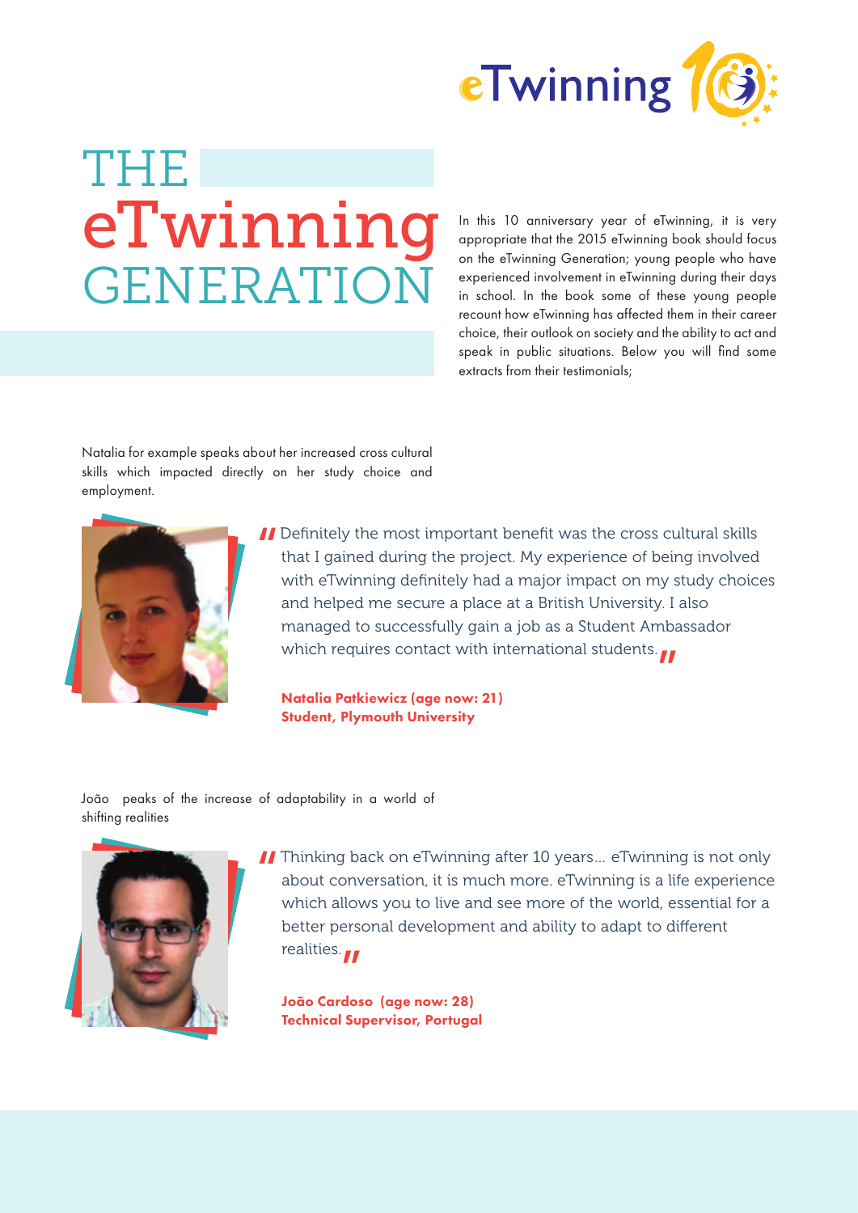# THE eTwinning GENERATION

In this 10 anniversary year of eTwinning, it is very appropriate that the 2015 eTwinning book should focus on the eTwinning Generation; young people who have experienced involvement in eTwinning during their days in school. In the book some of these young people recount how eTwinning has affected them in their career choice, their outlook on society and the ability to act and speak in public situations. Below you will find some extracts from their testimonials;

Natalia for example speaks about her increased cross cultural skills which impacted directly on her study choice and employment.

> "Definitely the most important benefit was the cross cultural skills that I gained during the project. My experience of being involved with eTwinning definitely had a major impact on my study choices and helped me secure a place at a British University. I also managed to successfully gain a job as a Student Ambassador which requires contact with international students."

**Natalia Patkiewicz (age now: 21)**
**Student, Plymouth University**

João peaks of the increase of adaptability in a world of shifting realities

> "Thinking back on eTwinning after 10 years... eTwinning is not only about conversation, it is much more. eTwinning is a life experience which allows you to live and see more of the world, essential for a better personal development and ability to adapt to different realities."

**João Cardoso (age now: 28)**
**Technical Supervisor, Portugal**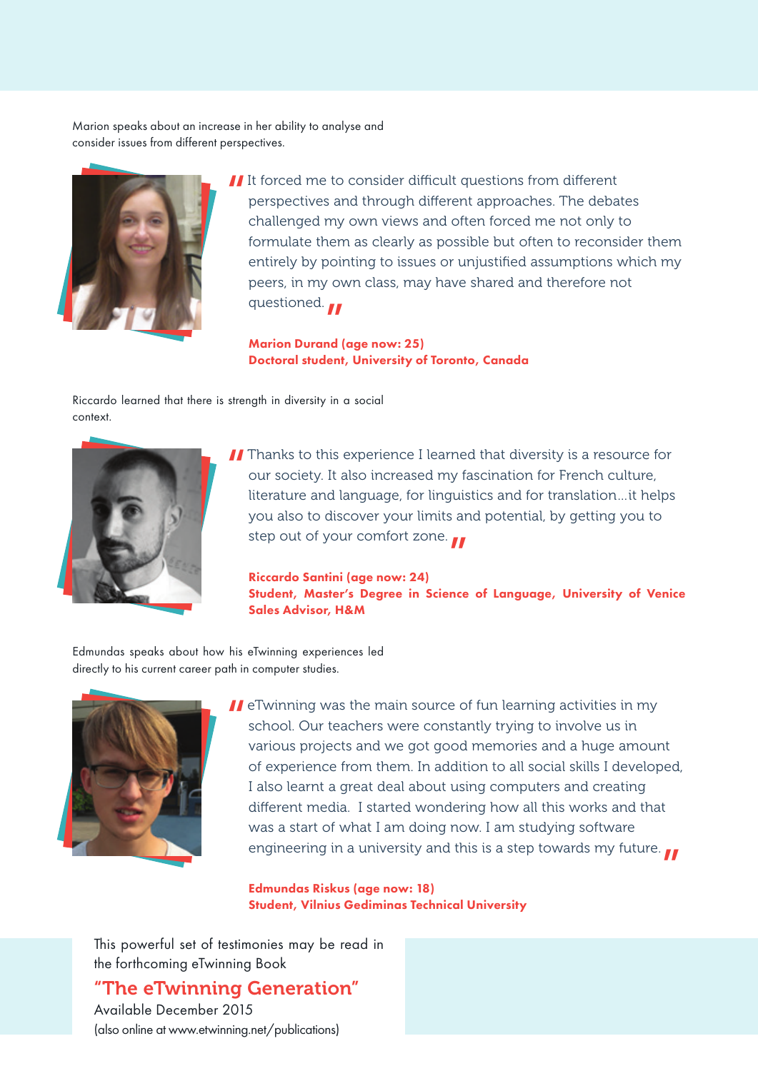Marion speaks about an increase in her ability to analyse and consider issues from different perspectives.

"It forced me to consider difficult questions from different perspectives and through different approaches. The debates challenged my own views and often forced me not only to formulate them as clearly as possible but often to reconsider them entirely by pointing to issues or unjustified assumptions which my peers, in my own class, may have shared and therefore not questioned."

**Marion Durand (age now: 25)**
**Doctoral student, University of Toronto, Canada**

Riccardo learned that there is strength in diversity in a social context.

"Thanks to this experience I learned that diversity is a resource for our society. It also increased my fascination for French culture, literature and language, for linguistics and for translation...it helps you also to discover your limits and potential, by getting you to step out of your comfort zone."

**Riccardo Santini (age now: 24)**
**Student, Master's Degree in Science of Language, University of Venice**
**Sales Advisor, H&M**

Edmundas speaks about how his eTwinning experiences led directly to his current career path in computer studies.

"eTwinning was the main source of fun learning activities in my school. Our teachers were constantly trying to involve us in various projects and we got good memories and a huge amount of experience from them. In addition to all social skills I developed, I also learnt a great deal about using computers and creating different media. I started wondering how all this works and that was a start of what I am doing now. I am studying software engineering in a university and this is a step towards my future."

**Edmundas Riskus (age now: 18)**
**Student, Vilnius Gediminas Technical University**

This powerful set of testimonies may be read in the forthcoming eTwinning Book

## "The eTwinning Generation"

Available December 2015
(also online at www.etwinning.net/publications)